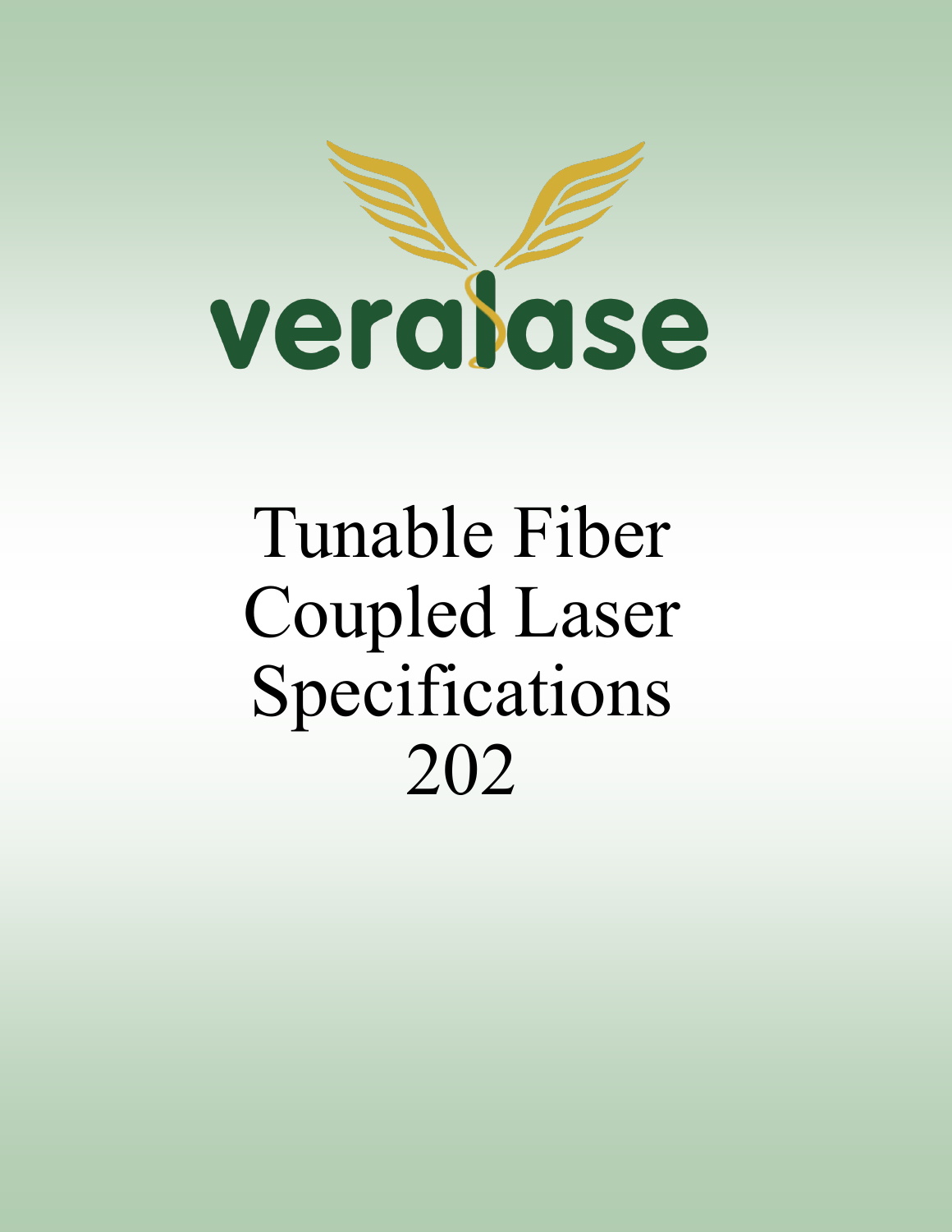veralase

# Tunable Fiber Coupled Laser Specifications 202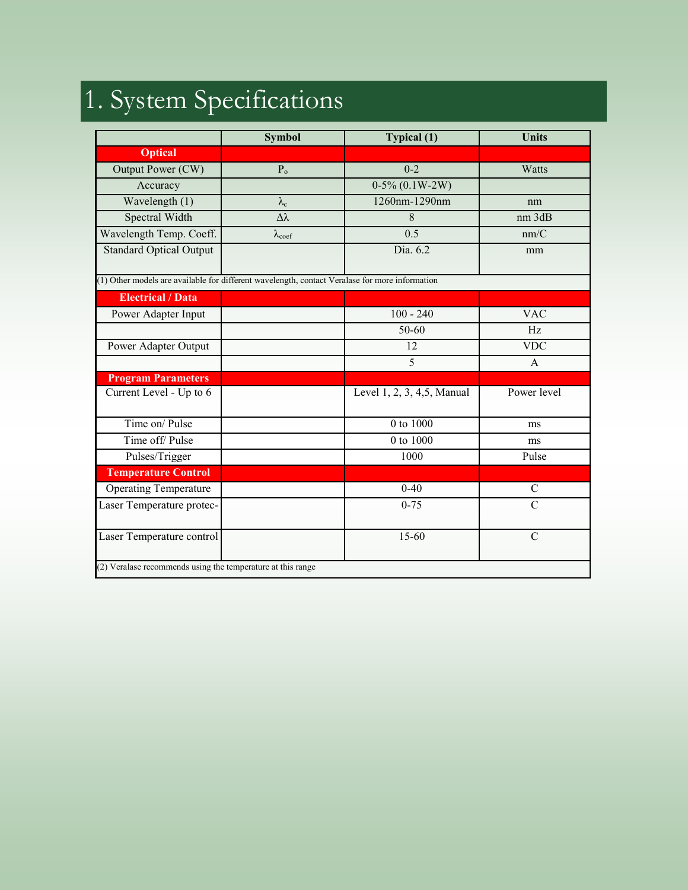# 1. System Specifications

| | Symbol | Typical (1) | Units |
|---|---|---|---|
| **Optical** | | | |
| Output Power (CW) | $P_o$ | 0-2 | Watts |
| Accuracy | | 0-5% (0.1W-2W) | |
| Wavelength (1) | $\lambda_c$ | 1260nm-1290nm | nm |
| Spectral Width | $\Delta\lambda$ | 8 | nm 3dB |
| Wavelength Temp. Coeff. | $\lambda_{coef}$ | 0.5 | nm/C |
| Standard Optical Output | | Dia. 6.2 | mm |
| (1) Other models are available for different wavelength, contact Veralase for more information | | | |
| **Electrical / Data** | | | |
| Power Adapter Input | | 100 - 240 | VAC |
| | | 50-60 | Hz |
| Power Adapter Output | | 12 | VDC |
| | | 5 | A |
| **Program Parameters** | | | |
| Current Level - Up to 6 | | Level 1, 2, 3, 4,5, Manual | Power level |
| Time on/ Pulse | | 0 to 1000 | ms |
| Time off/ Pulse | | 0 to 1000 | ms |
| Pulses/Trigger | | 1000 | Pulse |
| **Temperature Control** | | | |
| Operating Temperature | | 0-40 | C |
| Laser Temperature protec- | | 0-75 | C |
| Laser Temperature control | | 15-60 | C |
| (2) Veralase recommends using the temperature at this range | | | |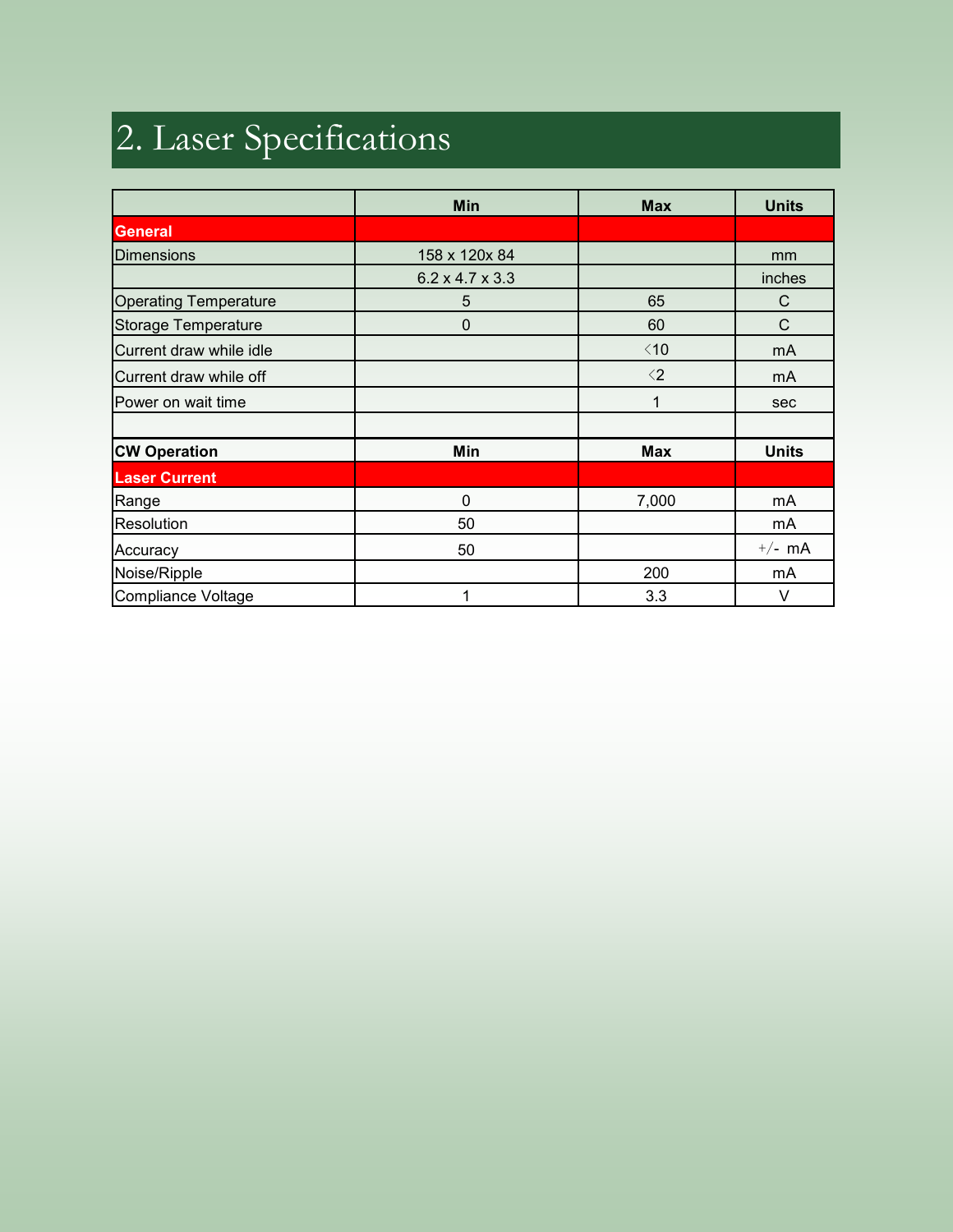## 2. Laser Specifications

| | Min | Max | Units |
|---|---|---|---|
| **General** | | | |
| Dimensions | 158 x 120x 84 | | mm |
| | 6.2 x 4.7 x 3.3 | | inches |
| Operating Temperature | 5 | 65 | C |
| Storage Temperature | 0 | 60 | C |
| Current draw while idle | | <10 | mA |
| Current draw while off | | <2 | mA |
| Power on wait time | | 1 | sec |
| | | | |
| **CW Operation** | **Min** | **Max** | **Units** |
| **Laser Current** | | | |
| Range | 0 | 7,000 | mA |
| Resolution | 50 | | mA |
| Accuracy | 50 | | +/- mA |
| Noise/Ripple | | 200 | mA |
| Compliance Voltage | 1 | 3.3 | V |